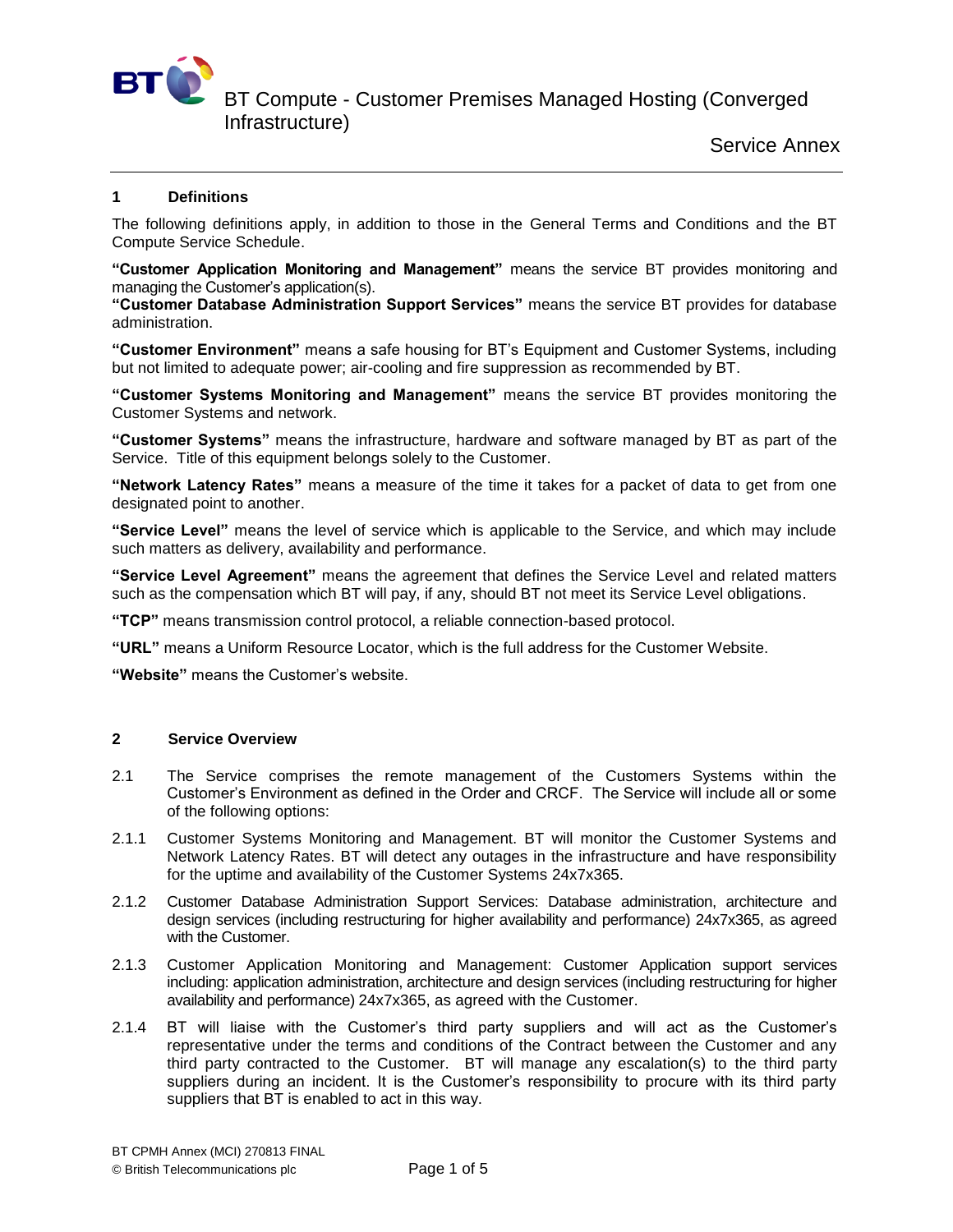# BT Compute - Customer Premises Managed Hosting (Converged Infrastructure)

## Service Annex

### 1 Definitions

The following definitions apply, in addition to those in the General Terms and Conditions and the BT Compute Service Schedule.

**"Customer Application Monitoring and Management"** means the service BT provides monitoring and managing the Customer's application(s).

**"Customer Database Administration Support Services"** means the service BT provides for database administration.

**"Customer Environment"** means a safe housing for BT's Equipment and Customer Systems, including but not limited to adequate power; air-cooling and fire suppression as recommended by BT.

**"Customer Systems Monitoring and Management"** means the service BT provides monitoring the Customer Systems and network.

**"Customer Systems"** means the infrastructure, hardware and software managed by BT as part of the Service. Title of this equipment belongs solely to the Customer.

**"Network Latency Rates"** means a measure of the time it takes for a packet of data to get from one designated point to another.

**"Service Level"** means the level of service which is applicable to the Service, and which may include such matters as delivery, availability and performance.

**"Service Level Agreement"** means the agreement that defines the Service Level and related matters such as the compensation which BT will pay, if any, should BT not meet its Service Level obligations.

**"TCP"** means transmission control protocol, a reliable connection-based protocol.

**"URL"** means a Uniform Resource Locator, which is the full address for the Customer Website.

**"Website"** means the Customer's website.

### 2 Service Overview

2.1 The Service comprises the remote management of the Customers Systems within the Customer's Environment as defined in the Order and CRCF. The Service will include all or some of the following options:

2.1.1 Customer Systems Monitoring and Management. BT will monitor the Customer Systems and Network Latency Rates. BT will detect any outages in the infrastructure and have responsibility for the uptime and availability of the Customer Systems 24x7x365.

2.1.2 Customer Database Administration Support Services: Database administration, architecture and design services (including restructuring for higher availability and performance) 24x7x365, as agreed with the Customer.

2.1.3 Customer Application Monitoring and Management: Customer Application support services including: application administration, architecture and design services (including restructuring for higher availability and performance) 24x7x365, as agreed with the Customer.

2.1.4 BT will liaise with the Customer's third party suppliers and will act as the Customer's representative under the terms and conditions of the Contract between the Customer and any third party contracted to the Customer. BT will manage any escalation(s) to the third party suppliers during an incident. It is the Customer's responsibility to procure with its third party suppliers that BT is enabled to act in this way.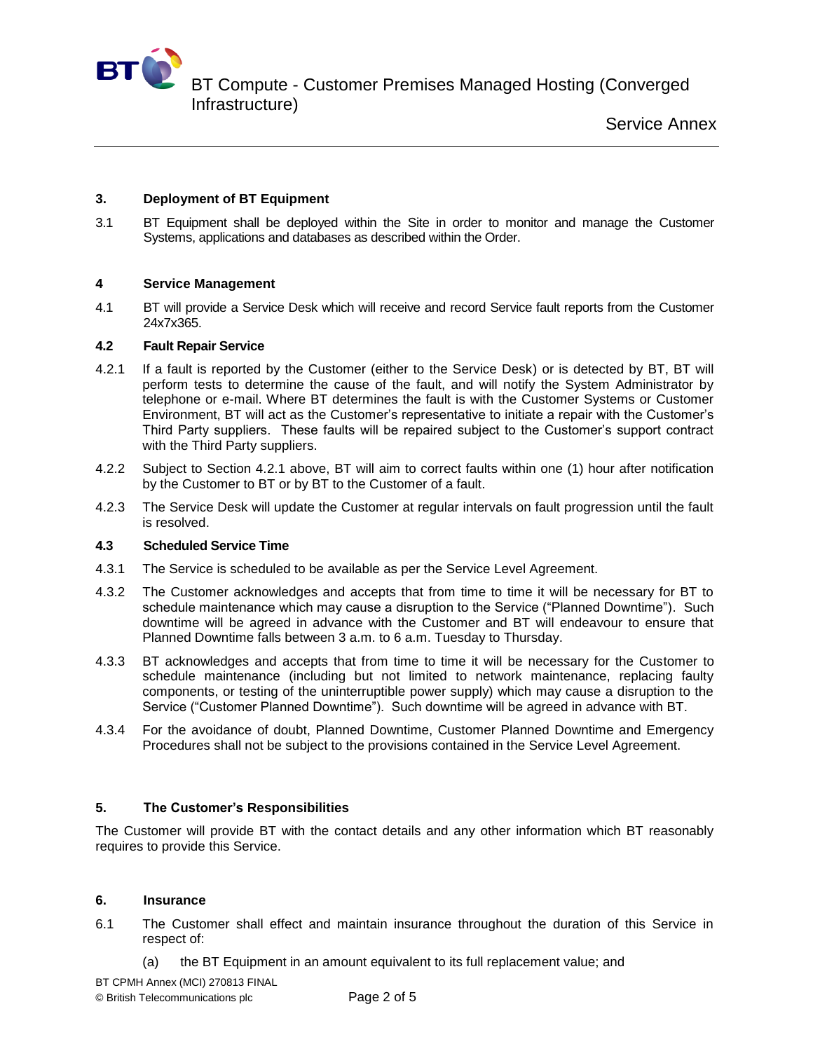## 3. Deployment of BT Equipment

3.1 BT Equipment shall be deployed within the Site in order to monitor and manage the Customer Systems, applications and databases as described within the Order.

## 4 Service Management

4.1 BT will provide a Service Desk which will receive and record Service fault reports from the Customer 24x7x365.

### 4.2 Fault Repair Service

4.2.1 If a fault is reported by the Customer (either to the Service Desk) or is detected by BT, BT will perform tests to determine the cause of the fault, and will notify the System Administrator by telephone or e-mail. Where BT determines the fault is with the Customer Systems or Customer Environment, BT will act as the Customer's representative to initiate a repair with the Customer's Third Party suppliers. These faults will be repaired subject to the Customer's support contract with the Third Party suppliers.

4.2.2 Subject to Section 4.2.1 above, BT will aim to correct faults within one (1) hour after notification by the Customer to BT or by BT to the Customer of a fault.

4.2.3 The Service Desk will update the Customer at regular intervals on fault progression until the fault is resolved.

### 4.3 Scheduled Service Time

4.3.1 The Service is scheduled to be available as per the Service Level Agreement.

4.3.2 The Customer acknowledges and accepts that from time to time it will be necessary for BT to schedule maintenance which may cause a disruption to the Service ("Planned Downtime"). Such downtime will be agreed in advance with the Customer and BT will endeavour to ensure that Planned Downtime falls between 3 a.m. to 6 a.m. Tuesday to Thursday.

4.3.3 BT acknowledges and accepts that from time to time it will be necessary for the Customer to schedule maintenance (including but not limited to network maintenance, replacing faulty components, or testing of the uninterruptible power supply) which may cause a disruption to the Service ("Customer Planned Downtime"). Such downtime will be agreed in advance with BT.

4.3.4 For the avoidance of doubt, Planned Downtime, Customer Planned Downtime and Emergency Procedures shall not be subject to the provisions contained in the Service Level Agreement.

## 5. The Customer's Responsibilities

The Customer will provide BT with the contact details and any other information which BT reasonably requires to provide this Service.

## 6. Insurance

6.1 The Customer shall effect and maintain insurance throughout the duration of this Service in respect of:

(a) the BT Equipment in an amount equivalent to its full replacement value; and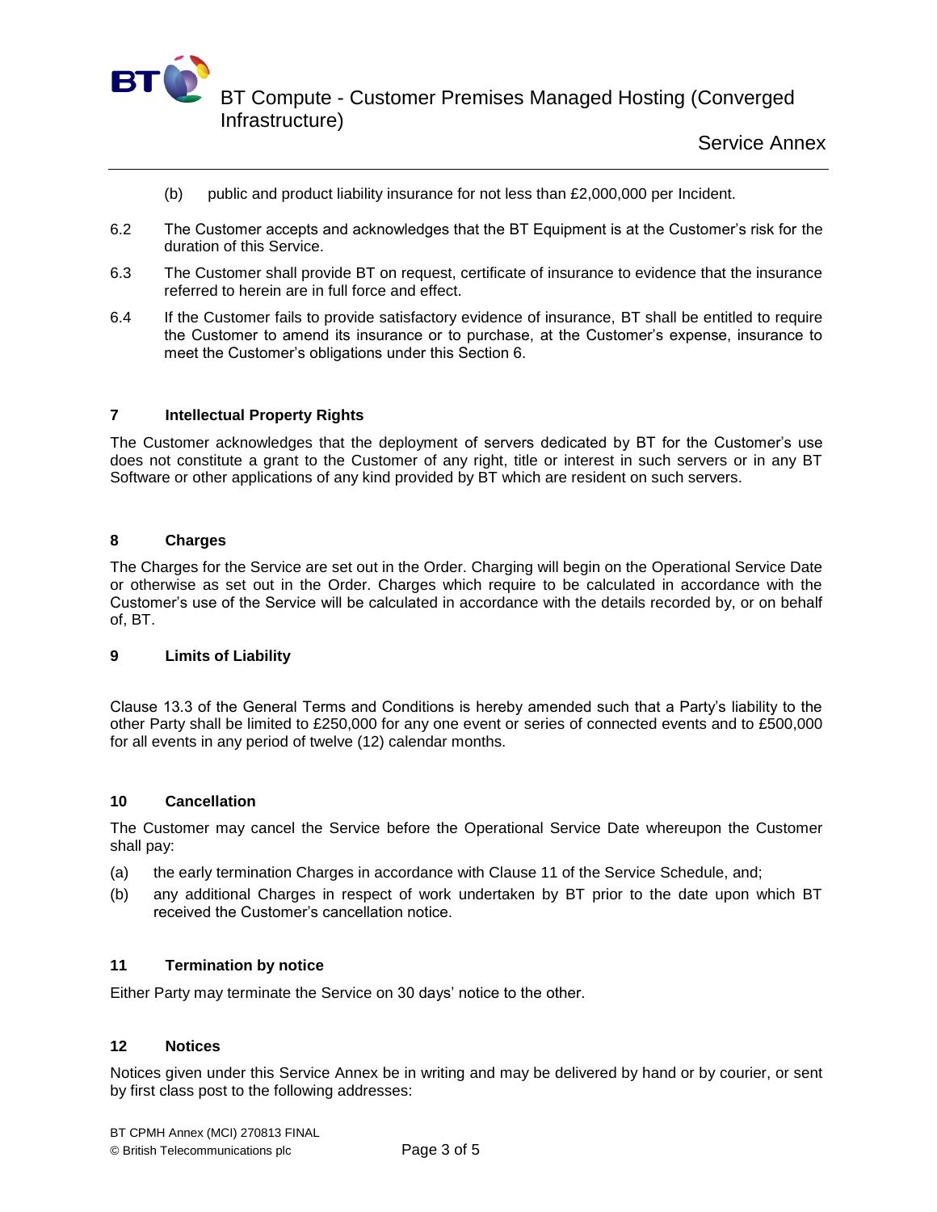(b) public and product liability insurance for not less than £2,000,000 per Incident.

6.2 The Customer accepts and acknowledges that the BT Equipment is at the Customer's risk for the duration of this Service.

6.3 The Customer shall provide BT on request, certificate of insurance to evidence that the insurance referred to herein are in full force and effect.

6.4 If the Customer fails to provide satisfactory evidence of insurance, BT shall be entitled to require the Customer to amend its insurance or to purchase, at the Customer's expense, insurance to meet the Customer's obligations under this Section 6.

## 7 Intellectual Property Rights

The Customer acknowledges that the deployment of servers dedicated by BT for the Customer's use does not constitute a grant to the Customer of any right, title or interest in such servers or in any BT Software or other applications of any kind provided by BT which are resident on such servers.

## 8 Charges

The Charges for the Service are set out in the Order. Charging will begin on the Operational Service Date or otherwise as set out in the Order. Charges which require to be calculated in accordance with the Customer's use of the Service will be calculated in accordance with the details recorded by, or on behalf of, BT.

## 9 Limits of Liability

Clause 13.3 of the General Terms and Conditions is hereby amended such that a Party's liability to the other Party shall be limited to £250,000 for any one event or series of connected events and to £500,000 for all events in any period of twelve (12) calendar months.

## 10 Cancellation

The Customer may cancel the Service before the Operational Service Date whereupon the Customer shall pay:

(a) the early termination Charges in accordance with Clause 11 of the Service Schedule, and;

(b) any additional Charges in respect of work undertaken by BT prior to the date upon which BT received the Customer's cancellation notice.

## 11 Termination by notice

Either Party may terminate the Service on 30 days' notice to the other.

## 12 Notices

Notices given under this Service Annex be in writing and may be delivered by hand or by courier, or sent by first class post to the following addresses: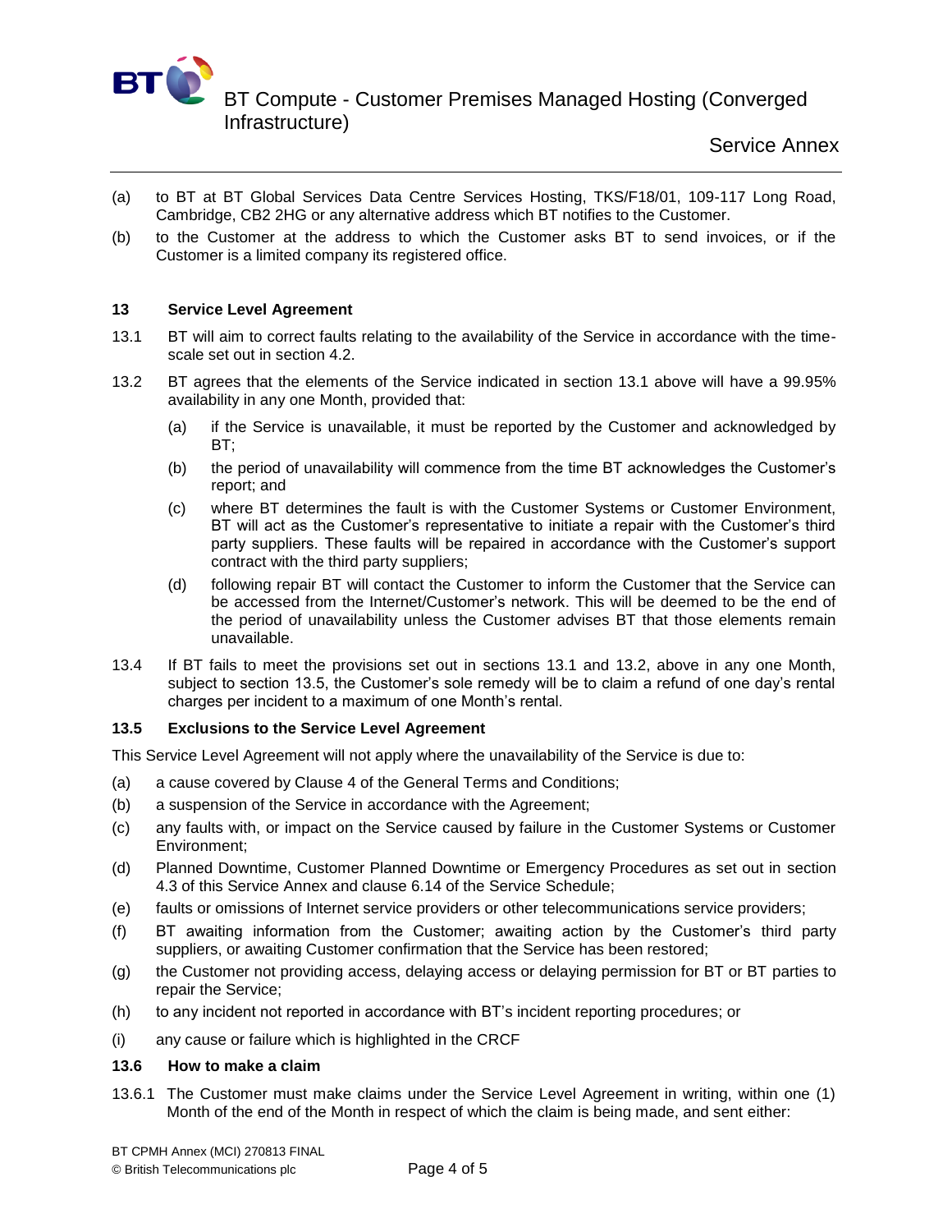(a) to BT at BT Global Services Data Centre Services Hosting, TKS/F18/01, 109-117 Long Road, Cambridge, CB2 2HG or any alternative address which BT notifies to the Customer.

(b) to the Customer at the address to which the Customer asks BT to send invoices, or if the Customer is a limited company its registered office.

## 13 Service Level Agreement

13.1 BT will aim to correct faults relating to the availability of the Service in accordance with the time-scale set out in section 4.2.

13.2 BT agrees that the elements of the Service indicated in section 13.1 above will have a 99.95% availability in any one Month, provided that:

- (a) if the Service is unavailable, it must be reported by the Customer and acknowledged by BT;
- (b) the period of unavailability will commence from the time BT acknowledges the Customer's report; and
- (c) where BT determines the fault is with the Customer Systems or Customer Environment, BT will act as the Customer's representative to initiate a repair with the Customer's third party suppliers. These faults will be repaired in accordance with the Customer's support contract with the third party suppliers;
- (d) following repair BT will contact the Customer to inform the Customer that the Service can be accessed from the Internet/Customer's network. This will be deemed to be the end of the period of unavailability unless the Customer advises BT that those elements remain unavailable.

13.4 If BT fails to meet the provisions set out in sections 13.1 and 13.2, above in any one Month, subject to section 13.5, the Customer's sole remedy will be to claim a refund of one day's rental charges per incident to a maximum of one Month's rental.

### 13.5 Exclusions to the Service Level Agreement

This Service Level Agreement will not apply where the unavailability of the Service is due to:

- (a) a cause covered by Clause 4 of the General Terms and Conditions;
- (b) a suspension of the Service in accordance with the Agreement;
- (c) any faults with, or impact on the Service caused by failure in the Customer Systems or Customer Environment;
- (d) Planned Downtime, Customer Planned Downtime or Emergency Procedures as set out in section 4.3 of this Service Annex and clause 6.14 of the Service Schedule;
- (e) faults or omissions of Internet service providers or other telecommunications service providers;
- (f) BT awaiting information from the Customer; awaiting action by the Customer's third party suppliers, or awaiting Customer confirmation that the Service has been restored;
- (g) the Customer not providing access, delaying access or delaying permission for BT or BT parties to repair the Service;
- (h) to any incident not reported in accordance with BT's incident reporting procedures; or
- (i) any cause or failure which is highlighted in the CRCF

### 13.6 How to make a claim

13.6.1 The Customer must make claims under the Service Level Agreement in writing, within one (1) Month of the end of the Month in respect of which the claim is being made, and sent either: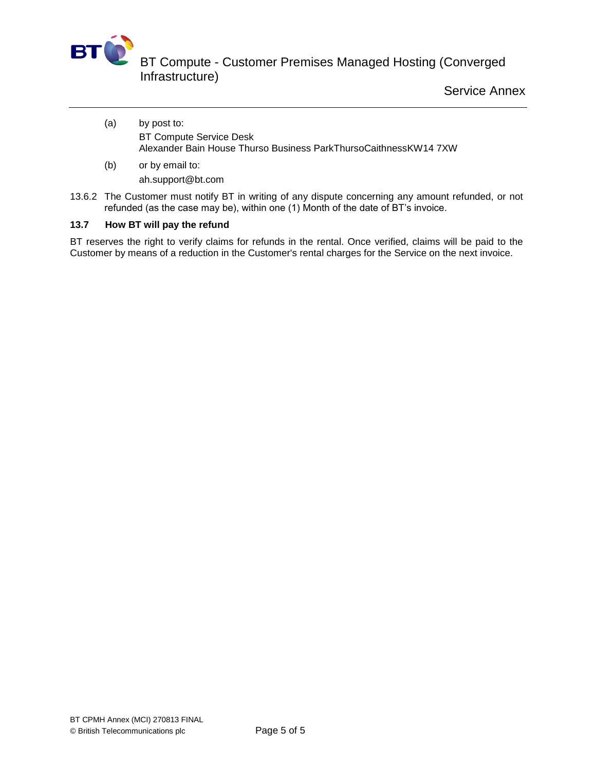(a) by post to:

BT Compute Service Desk
Alexander Bain House Thurso Business ParkThursoCaithnessKW14 7XW

(b) or by email to:

ah.support@bt.com

13.6.2 The Customer must notify BT in writing of any dispute concerning any amount refunded, or not refunded (as the case may be), within one (1) Month of the date of BT's invoice.

### 13.7 How BT will pay the refund

BT reserves the right to verify claims for refunds in the rental. Once verified, claims will be paid to the Customer by means of a reduction in the Customer's rental charges for the Service on the next invoice.